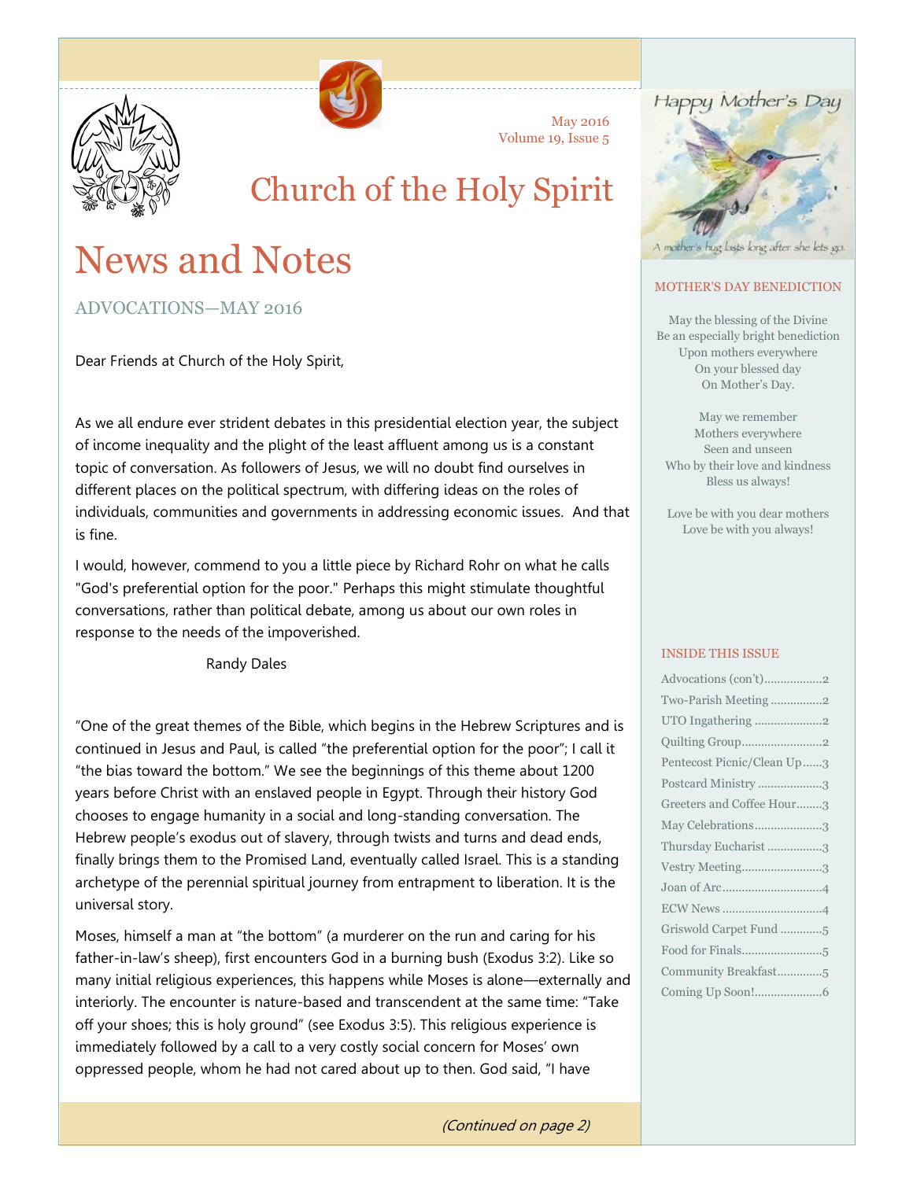May 2016
Volume 19, Issue 5

# Church of the Holy Spirit

# News and Notes

## ADVOCATIONS—MAY 2016

Dear Friends at Church of the Holy Spirit,

As we all endure ever strident debates in this presidential election year, the subject of income inequality and the plight of the least affluent among us is a constant topic of conversation. As followers of Jesus, we will no doubt find ourselves in different places on the political spectrum, with differing ideas on the roles of individuals, communities and governments in addressing economic issues. And that is fine.

I would, however, commend to you a little piece by Richard Rohr on what he calls "God's preferential option for the poor." Perhaps this might stimulate thoughtful conversations, rather than political debate, among us about our own roles in response to the needs of the impoverished.

Randy Dales

"One of the great themes of the Bible, which begins in the Hebrew Scriptures and is continued in Jesus and Paul, is called "the preferential option for the poor"; I call it "the bias toward the bottom." We see the beginnings of this theme about 1200 years before Christ with an enslaved people in Egypt. Through their history God chooses to engage humanity in a social and long-standing conversation. The Hebrew people's exodus out of slavery, through twists and turns and dead ends, finally brings them to the Promised Land, eventually called Israel. This is a standing archetype of the perennial spiritual journey from entrapment to liberation. It is the universal story.

Moses, himself a man at "the bottom" (a murderer on the run and caring for his father-in-law's sheep), first encounters God in a burning bush (Exodus 3:2). Like so many initial religious experiences, this happens while Moses is alone—externally and interiorly. The encounter is nature-based and transcendent at the same time: "Take off your shoes; this is holy ground" (see Exodus 3:5). This religious experience is immediately followed by a call to a very costly social concern for Moses' own oppressed people, whom he had not cared about up to then. God said, "I have

*(Continued on page 2)*

Happy Mother's Day

A mother's hug lasts long after she lets go.

### MOTHER'S DAY BENEDICTION

May the blessing of the Divine
Be an especially bright benediction
Upon mothers everywhere
On your blessed day
On Mother's Day.

May we remember
Mothers everywhere
Seen and unseen
Who by their love and kindness
Bless us always!

Love be with you dear mothers
Love be with you always!

### INSIDE THIS ISSUE

| | |
|---|---|
| Advocations (con't) | 2 |
| Two-Parish Meeting | 2 |
| UTO Ingathering | 2 |
| Quilting Group | 2 |
| Pentecost Picnic/Clean Up | 3 |
| Postcard Ministry | 3 |
| Greeters and Coffee Hour | 3 |
| May Celebrations | 3 |
| Thursday Eucharist | 3 |
| Vestry Meeting | 3 |
| Joan of Arc | 4 |
| ECW News | 4 |
| Griswold Carpet Fund | 5 |
| Food for Finals | 5 |
| Community Breakfast | 5 |
| Coming Up Soon! | 6 |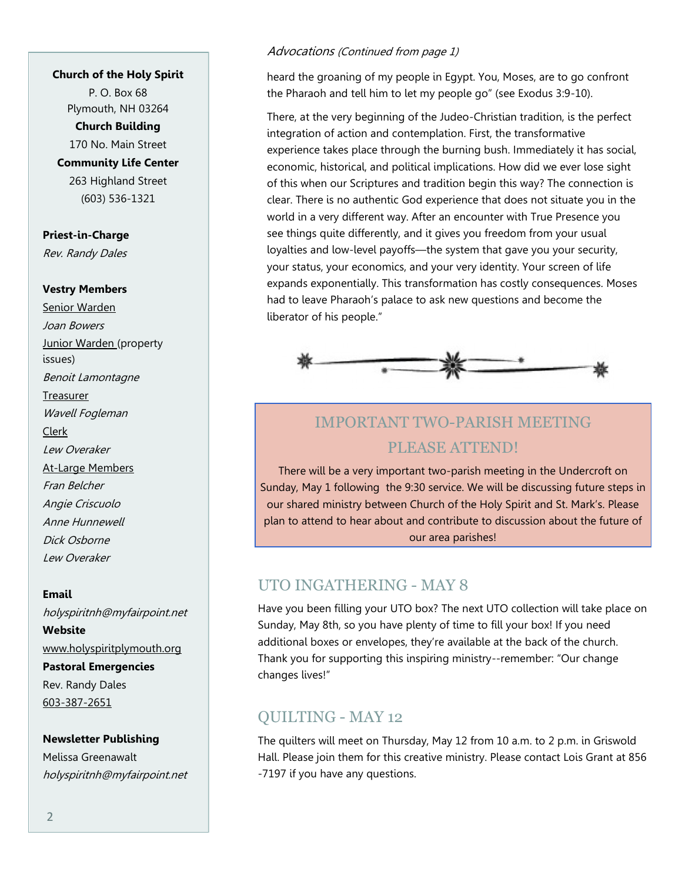**Church of the Holy Spirit**
P. O. Box 68
Plymouth, NH 03264

**Church Building**
170 No. Main Street

**Community Life Center**
263 Highland Street
(603) 536-1321

**Priest-in-Charge**
*Rev. Randy Dales*

**Vestry Members**

Senior Warden
*Joan Bowers*

Junior Warden (property issues)
*Benoit Lamontagne*

Treasurer
*Wavell Fogleman*

Clerk
*Lew Overaker*

At-Large Members
*Fran Belcher*
*Angie Criscuolo*
*Anne Hunnewell*
*Dick Osborne*
*Lew Overaker*

**Email**
*holyspiritnh@myfairpoint.net*

**Website**
www.holyspiritplymouth.org

**Pastoral Emergencies**
Rev. Randy Dales
603-387-2651

**Newsletter Publishing**
Melissa Greenawalt
*holyspiritnh@myfairpoint.net*

*Advocations (Continued from page 1)*

heard the groaning of my people in Egypt. You, Moses, are to go confront the Pharaoh and tell him to let my people go" (see Exodus 3:9-10).

There, at the very beginning of the Judeo-Christian tradition, is the perfect integration of action and contemplation. First, the transformative experience takes place through the burning bush. Immediately it has social, economic, historical, and political implications. How did we ever lose sight of this when our Scriptures and tradition begin this way? The connection is clear. There is no authentic God experience that does not situate you in the world in a very different way. After an encounter with True Presence you see things quite differently, and it gives you freedom from your usual loyalties and low-level payoffs—the system that gave you your security, your status, your economics, and your very identity. Your screen of life expands exponentially. This transformation has costly consequences. Moses had to leave Pharaoh's palace to ask new questions and become the liberator of his people."

## IMPORTANT TWO-PARISH MEETING PLEASE ATTEND!

There will be a very important two-parish meeting in the Undercroft on Sunday, May 1 following the 9:30 service. We will be discussing future steps in our shared ministry between Church of the Holy Spirit and St. Mark's. Please plan to attend to hear about and contribute to discussion about the future of our area parishes!

## UTO INGATHERING - MAY 8

Have you been filling your UTO box? The next UTO collection will take place on Sunday, May 8th, so you have plenty of time to fill your box! If you need additional boxes or envelopes, they're available at the back of the church. Thank you for supporting this inspiring ministry--remember: "Our change changes lives!"

## QUILTING - MAY 12

The quilters will meet on Thursday, May 12 from 10 a.m. to 2 p.m. in Griswold Hall. Please join them for this creative ministry. Please contact Lois Grant at 856 -7197 if you have any questions.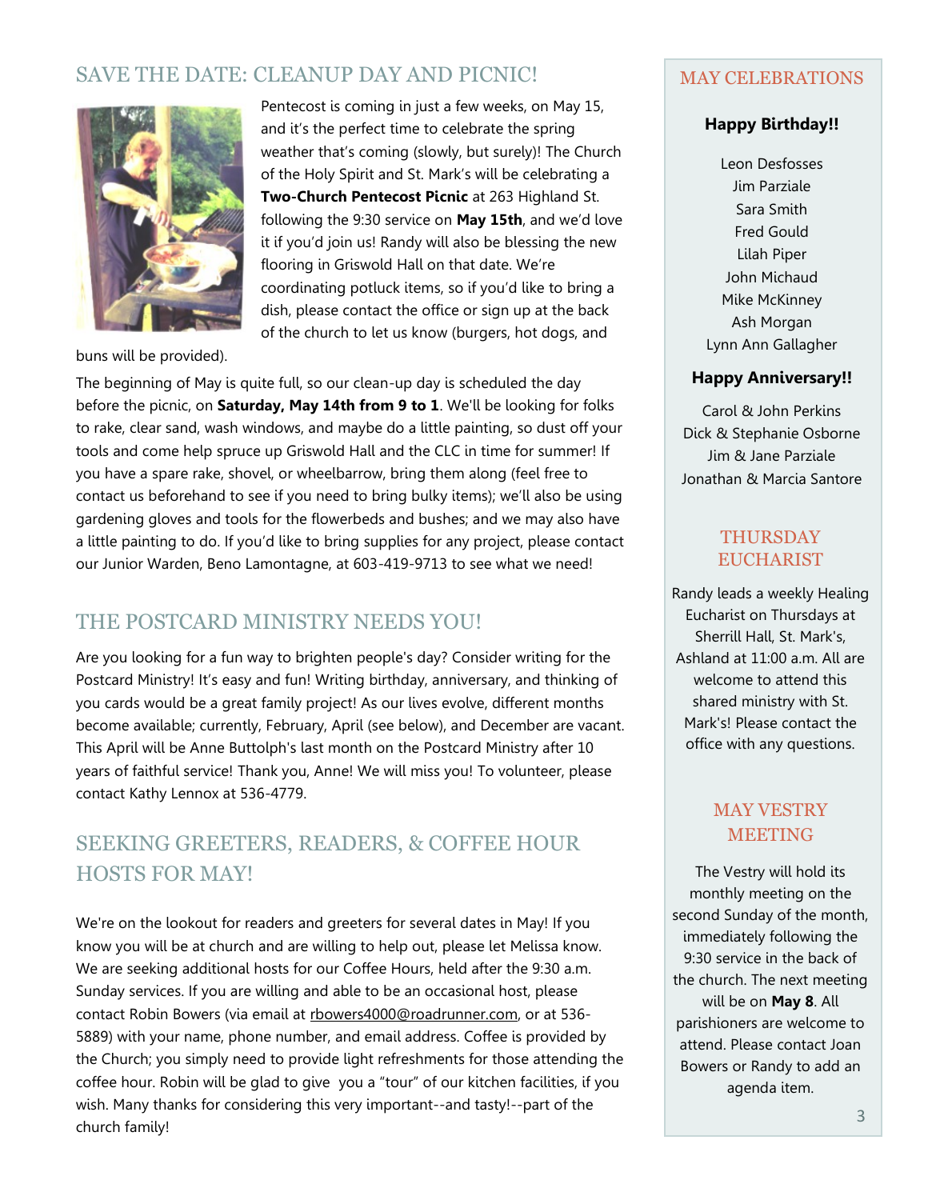## SAVE THE DATE: CLEANUP DAY AND PICNIC!

Pentecost is coming in just a few weeks, on May 15, and it's the perfect time to celebrate the spring weather that's coming (slowly, but surely)! The Church of the Holy Spirit and St. Mark's will be celebrating a **Two-Church Pentecost Picnic** at 263 Highland St. following the 9:30 service on **May 15th**, and we'd love it if you'd join us! Randy will also be blessing the new flooring in Griswold Hall on that date. We're coordinating potluck items, so if you'd like to bring a dish, please contact the office or sign up at the back of the church to let us know (burgers, hot dogs, and buns will be provided).

The beginning of May is quite full, so our clean-up day is scheduled the day before the picnic, on **Saturday, May 14th from 9 to 1**. We'll be looking for folks to rake, clear sand, wash windows, and maybe do a little painting, so dust off your tools and come help spruce up Griswold Hall and the CLC in time for summer! If you have a spare rake, shovel, or wheelbarrow, bring them along (feel free to contact us beforehand to see if you need to bring bulky items); we'll also be using gardening gloves and tools for the flowerbeds and bushes; and we may also have a little painting to do. If you'd like to bring supplies for any project, please contact our Junior Warden, Beno Lamontagne, at 603-419-9713 to see what we need!

## THE POSTCARD MINISTRY NEEDS YOU!

Are you looking for a fun way to brighten people's day? Consider writing for the Postcard Ministry! It's easy and fun! Writing birthday, anniversary, and thinking of you cards would be a great family project! As our lives evolve, different months become available; currently, February, April (see below), and December are vacant. This April will be Anne Buttolph's last month on the Postcard Ministry after 10 years of faithful service! Thank you, Anne! We will miss you! To volunteer, please contact Kathy Lennox at 536-4779.

## SEEKING GREETERS, READERS, & COFFEE HOUR HOSTS FOR MAY!

We're on the lookout for readers and greeters for several dates in May! If you know you will be at church and are willing to help out, please let Melissa know. We are seeking additional hosts for our Coffee Hours, held after the 9:30 a.m. Sunday services. If you are willing and able to be an occasional host, please contact Robin Bowers (via email at rbowers4000@roadrunner.com, or at 536-5889) with your name, phone number, and email address. Coffee is provided by the Church; you simply need to provide light refreshments for those attending the coffee hour. Robin will be glad to give you a "tour" of our kitchen facilities, if you wish. Many thanks for considering this very important--and tasty!--part of the church family!

## MAY CELEBRATIONS

**Happy Birthday!!**

Leon Desfosses
Jim Parziale
Sara Smith
Fred Gould
Lilah Piper
John Michaud
Mike McKinney
Ash Morgan
Lynn Ann Gallagher

**Happy Anniversary!!**

Carol & John Perkins
Dick & Stephanie Osborne
Jim & Jane Parziale
Jonathan & Marcia Santore

## THURSDAY EUCHARIST

Randy leads a weekly Healing Eucharist on Thursdays at Sherrill Hall, St. Mark's, Ashland at 11:00 a.m. All are welcome to attend this shared ministry with St. Mark's! Please contact the office with any questions.

## MAY VESTRY MEETING

The Vestry will hold its monthly meeting on the second Sunday of the month, immediately following the 9:30 service in the back of the church. The next meeting will be on **May 8**. All parishioners are welcome to attend. Please contact Joan Bowers or Randy to add an agenda item.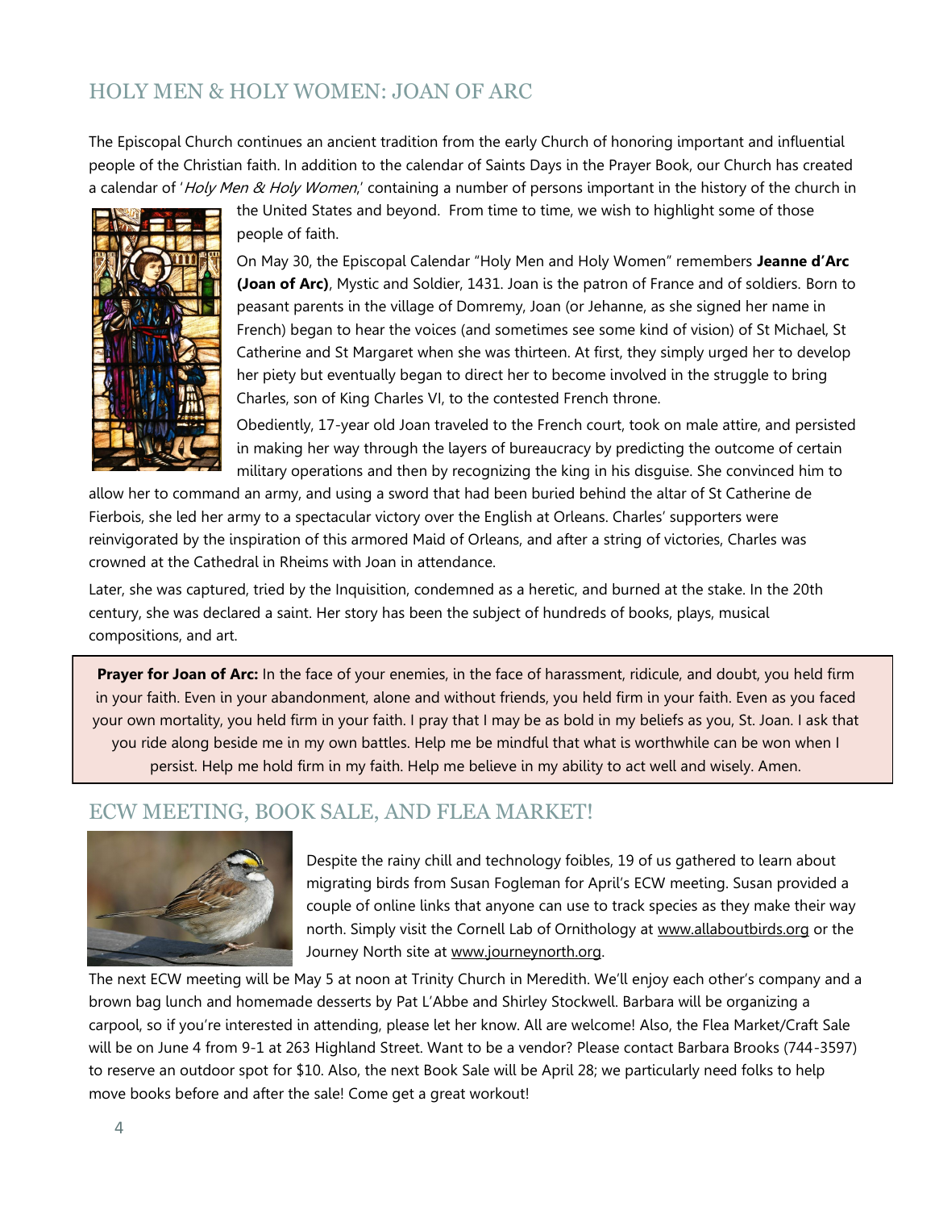## HOLY MEN & HOLY WOMEN: JOAN OF ARC

The Episcopal Church continues an ancient tradition from the early Church of honoring important and influential people of the Christian faith. In addition to the calendar of Saints Days in the Prayer Book, our Church has created a calendar of '*Holy Men & Holy Women*,' containing a number of persons important in the history of the church in the United States and beyond. From time to time, we wish to highlight some of those people of faith.

On May 30, the Episcopal Calendar "Holy Men and Holy Women" remembers **Jeanne d'Arc (Joan of Arc)**, Mystic and Soldier, 1431. Joan is the patron of France and of soldiers. Born to peasant parents in the village of Domremy, Joan (or Jehanne, as she signed her name in French) began to hear the voices (and sometimes see some kind of vision) of St Michael, St Catherine and St Margaret when she was thirteen. At first, they simply urged her to develop her piety but eventually began to direct her to become involved in the struggle to bring Charles, son of King Charles VI, to the contested French throne.

Obediently, 17-year old Joan traveled to the French court, took on male attire, and persisted in making her way through the layers of bureaucracy by predicting the outcome of certain military operations and then by recognizing the king in his disguise. She convinced him to allow her to command an army, and using a sword that had been buried behind the altar of St Catherine de Fierbois, she led her army to a spectacular victory over the English at Orleans. Charles' supporters were reinvigorated by the inspiration of this armored Maid of Orleans, and after a string of victories, Charles was crowned at the Cathedral in Rheims with Joan in attendance.

Later, she was captured, tried by the Inquisition, condemned as a heretic, and burned at the stake. In the 20th century, she was declared a saint. Her story has been the subject of hundreds of books, plays, musical compositions, and art.

**Prayer for Joan of Arc:** In the face of your enemies, in the face of harassment, ridicule, and doubt, you held firm in your faith. Even in your abandonment, alone and without friends, you held firm in your faith. Even as you faced your own mortality, you held firm in your faith. I pray that I may be as bold in my beliefs as you, St. Joan. I ask that you ride along beside me in my own battles. Help me be mindful that what is worthwhile can be won when I persist. Help me hold firm in my faith. Help me believe in my ability to act well and wisely. Amen.

## ECW MEETING, BOOK SALE, AND FLEA MARKET!

Despite the rainy chill and technology foibles, 19 of us gathered to learn about migrating birds from Susan Fogleman for April's ECW meeting. Susan provided a couple of online links that anyone can use to track species as they make their way north. Simply visit the Cornell Lab of Ornithology at www.allaboutbirds.org or the Journey North site at www.journeynorth.org.

The next ECW meeting will be May 5 at noon at Trinity Church in Meredith. We'll enjoy each other's company and a brown bag lunch and homemade desserts by Pat L'Abbe and Shirley Stockwell. Barbara will be organizing a carpool, so if you're interested in attending, please let her know. All are welcome! Also, the Flea Market/Craft Sale will be on June 4 from 9-1 at 263 Highland Street. Want to be a vendor? Please contact Barbara Brooks (744-3597) to reserve an outdoor spot for $10. Also, the next Book Sale will be April 28; we particularly need folks to help move books before and after the sale! Come get a great workout!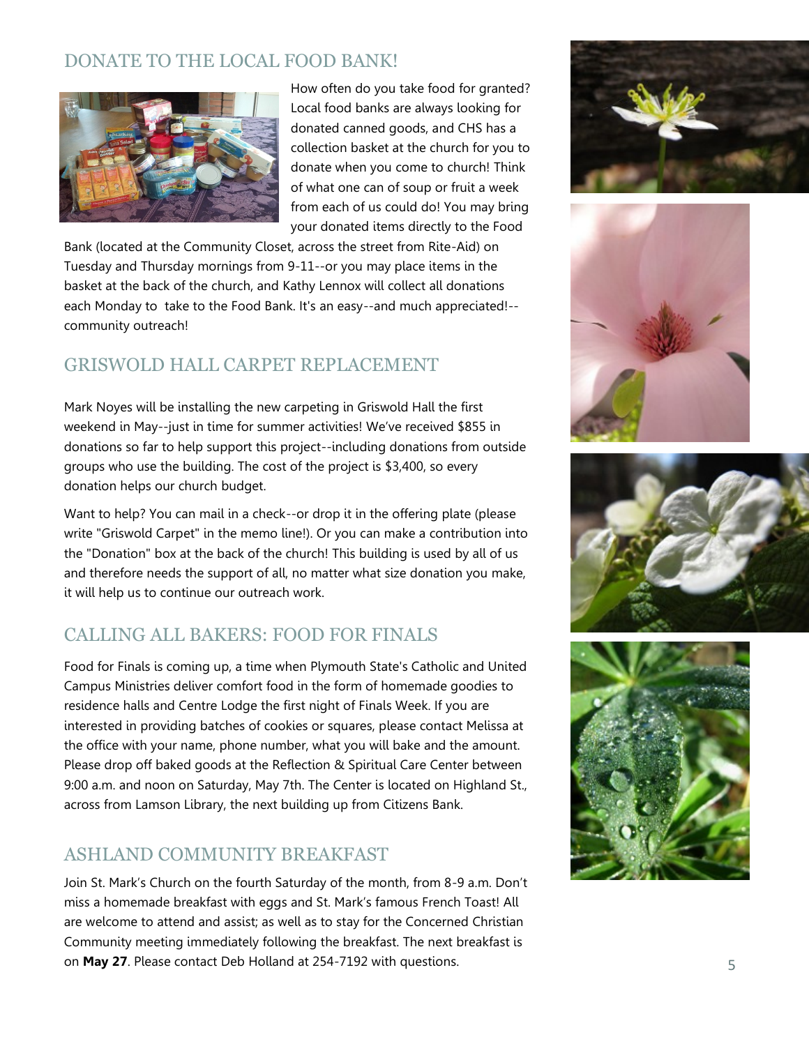## DONATE TO THE LOCAL FOOD BANK!

How often do you take food for granted? Local food banks are always looking for donated canned goods, and CHS has a collection basket at the church for you to donate when you come to church! Think of what one can of soup or fruit a week from each of us could do! You may bring your donated items directly to the Food Bank (located at the Community Closet, across the street from Rite-Aid) on Tuesday and Thursday mornings from 9-11--or you may place items in the basket at the back of the church, and Kathy Lennox will collect all donations each Monday to take to the Food Bank. It's an easy--and much appreciated!--community outreach!

## GRISWOLD HALL CARPET REPLACEMENT

Mark Noyes will be installing the new carpeting in Griswold Hall the first weekend in May--just in time for summer activities! We've received $855 in donations so far to help support this project--including donations from outside groups who use the building. The cost of the project is $3,400, so every donation helps our church budget.

Want to help? You can mail in a check--or drop it in the offering plate (please write "Griswold Carpet" in the memo line!). Or you can make a contribution into the "Donation" box at the back of the church! This building is used by all of us and therefore needs the support of all, no matter what size donation you make, it will help us to continue our outreach work.

## CALLING ALL BAKERS: FOOD FOR FINALS

Food for Finals is coming up, a time when Plymouth State's Catholic and United Campus Ministries deliver comfort food in the form of homemade goodies to residence halls and Centre Lodge the first night of Finals Week. If you are interested in providing batches of cookies or squares, please contact Melissa at the office with your name, phone number, what you will bake and the amount. Please drop off baked goods at the Reflection & Spiritual Care Center between 9:00 a.m. and noon on Saturday, May 7th. The Center is located on Highland St., across from Lamson Library, the next building up from Citizens Bank.

## ASHLAND COMMUNITY BREAKFAST

Join St. Mark's Church on the fourth Saturday of the month, from 8-9 a.m. Don't miss a homemade breakfast with eggs and St. Mark's famous French Toast! All are welcome to attend and assist; as well as to stay for the Concerned Christian Community meeting immediately following the breakfast. The next breakfast is on **May 27**. Please contact Deb Holland at 254-7192 with questions.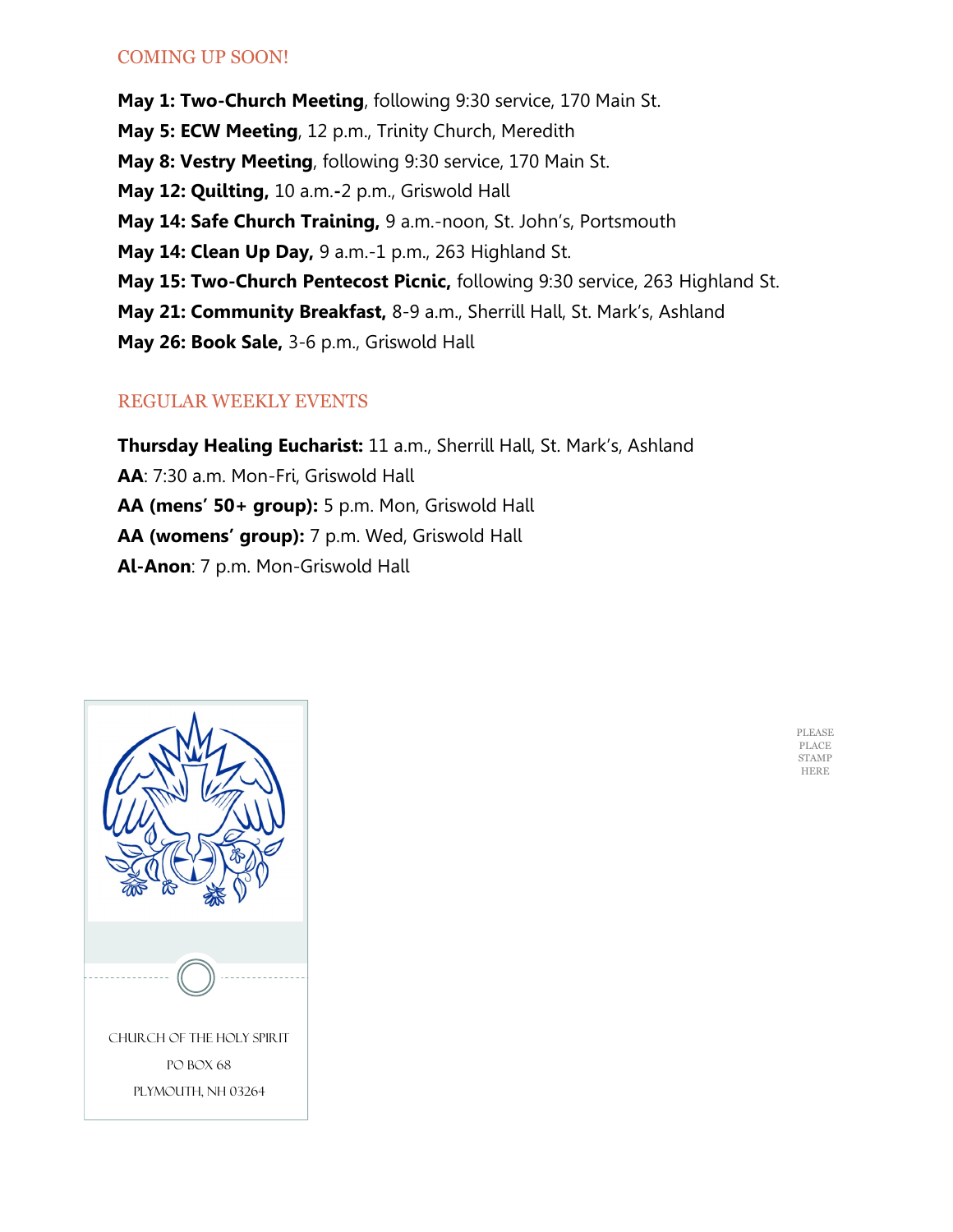## COMING UP SOON!

**May 1: Two-Church Meeting**, following 9:30 service, 170 Main St.
**May 5: ECW Meeting**, 12 p.m., Trinity Church, Meredith
**May 8: Vestry Meeting**, following 9:30 service, 170 Main St.
**May 12: Quilting,** 10 a.m.**-**2 p.m., Griswold Hall
**May 14: Safe Church Training,** 9 a.m.-noon, St. John's, Portsmouth
**May 14: Clean Up Day,** 9 a.m.-1 p.m., 263 Highland St.
**May 15: Two-Church Pentecost Picnic,** following 9:30 service, 263 Highland St.
**May 21: Community Breakfast,** 8-9 a.m., Sherrill Hall, St. Mark's, Ashland
**May 26: Book Sale,** 3-6 p.m., Griswold Hall

## REGULAR WEEKLY EVENTS

**Thursday Healing Eucharist:** 11 a.m., Sherrill Hall, St. Mark's, Ashland
**AA**: 7:30 a.m. Mon-Fri, Griswold Hall
**AA (mens' 50+ group):** 5 p.m. Mon, Griswold Hall
**AA (womens' group):** 7 p.m. Wed, Griswold Hall
**Al-Anon**: 7 p.m. Mon-Griswold Hall

CHURCH OF THE HOLY SPIRIT
PO BOX 68
PLYMOUTH, NH 03264

PLEASE
PLACE
STAMP
HERE